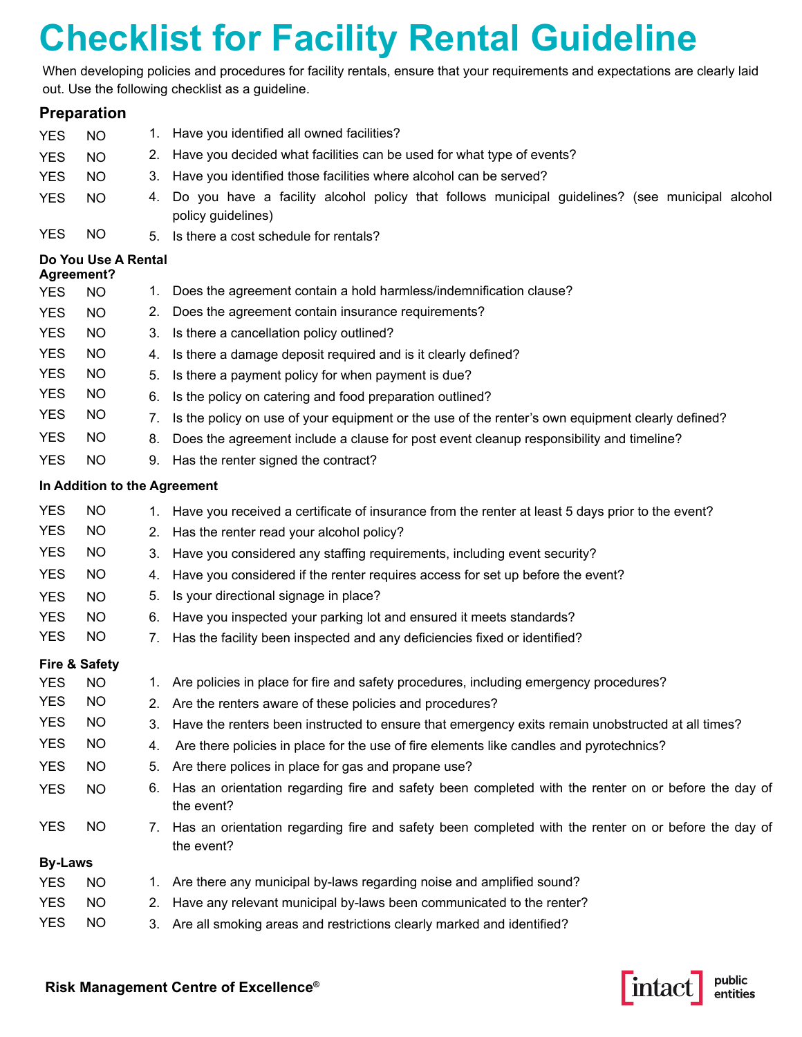# Checklist for Facility Rental Guideline

When developing policies and procedures for facility rentals, ensure that your requirements and expectations are clearly laid out. Use the following checklist as a guideline.

## Preparation

| | | | |
|---|---|---|---|
| YES | NO | 1. | Have you identified all owned facilities? |
| YES | NO | 2. | Have you decided what facilities can be used for what type of events? |
| YES | NO | 3. | Have you identified those facilities where alcohol can be served? |
| YES | NO | 4. | Do you have a facility alcohol policy that follows municipal guidelines? (see municipal alcohol policy guidelines) |
| YES | NO | 5. | Is there a cost schedule for rentals? |

### Do You Use A Rental Agreement?

| | | | |
|---|---|---|---|
| YES | NO | 1. | Does the agreement contain a hold harmless/indemnification clause? |
| YES | NO | 2. | Does the agreement contain insurance requirements? |
| YES | NO | 3. | Is there a cancellation policy outlined? |
| YES | NO | 4. | Is there a damage deposit required and is it clearly defined? |
| YES | NO | 5. | Is there a payment policy for when payment is due? |
| YES | NO | 6. | Is the policy on catering and food preparation outlined? |
| YES | NO | 7. | Is the policy on use of your equipment or the use of the renter's own equipment clearly defined? |
| YES | NO | 8. | Does the agreement include a clause for post event cleanup responsibility and timeline? |
| YES | NO | 9. | Has the renter signed the contract? |

### In Addition to the Agreement

| | | | |
|---|---|---|---|
| YES | NO | 1. | Have you received a certificate of insurance from the renter at least 5 days prior to the event? |
| YES | NO | 2. | Has the renter read your alcohol policy? |
| YES | NO | 3. | Have you considered any staffing requirements, including event security? |
| YES | NO | 4. | Have you considered if the renter requires access for set up before the event? |
| YES | NO | 5. | Is your directional signage in place? |
| YES | NO | 6. | Have you inspected your parking lot and ensured it meets standards? |
| YES | NO | 7. | Has the facility been inspected and any deficiencies fixed or identified? |

### Fire & Safety

| | | | |
|---|---|---|---|
| YES | NO | 1. | Are policies in place for fire and safety procedures, including emergency procedures? |
| YES | NO | 2. | Are the renters aware of these policies and procedures? |
| YES | NO | 3. | Have the renters been instructed to ensure that emergency exits remain unobstructed at all times? |
| YES | NO | 4. | Are there policies in place for the use of fire elements like candles and pyrotechnics? |
| YES | NO | 5. | Are there polices in place for gas and propane use? |
| YES | NO | 6. | Has an orientation regarding fire and safety been completed with the renter on or before the day of the event? |
| YES | NO | 7. | Has an orientation regarding fire and safety been completed with the renter on or before the day of the event? |

### By-Laws

| | | | |
|---|---|---|---|
| YES | NO | 1. | Are there any municipal by-laws regarding noise and amplified sound? |
| YES | NO | 2. | Have any relevant municipal by-laws been communicated to the renter? |
| YES | NO | 3. | Are all smoking areas and restrictions clearly marked and identified? |

**Risk Management Centre of Excellence®**

intact public entities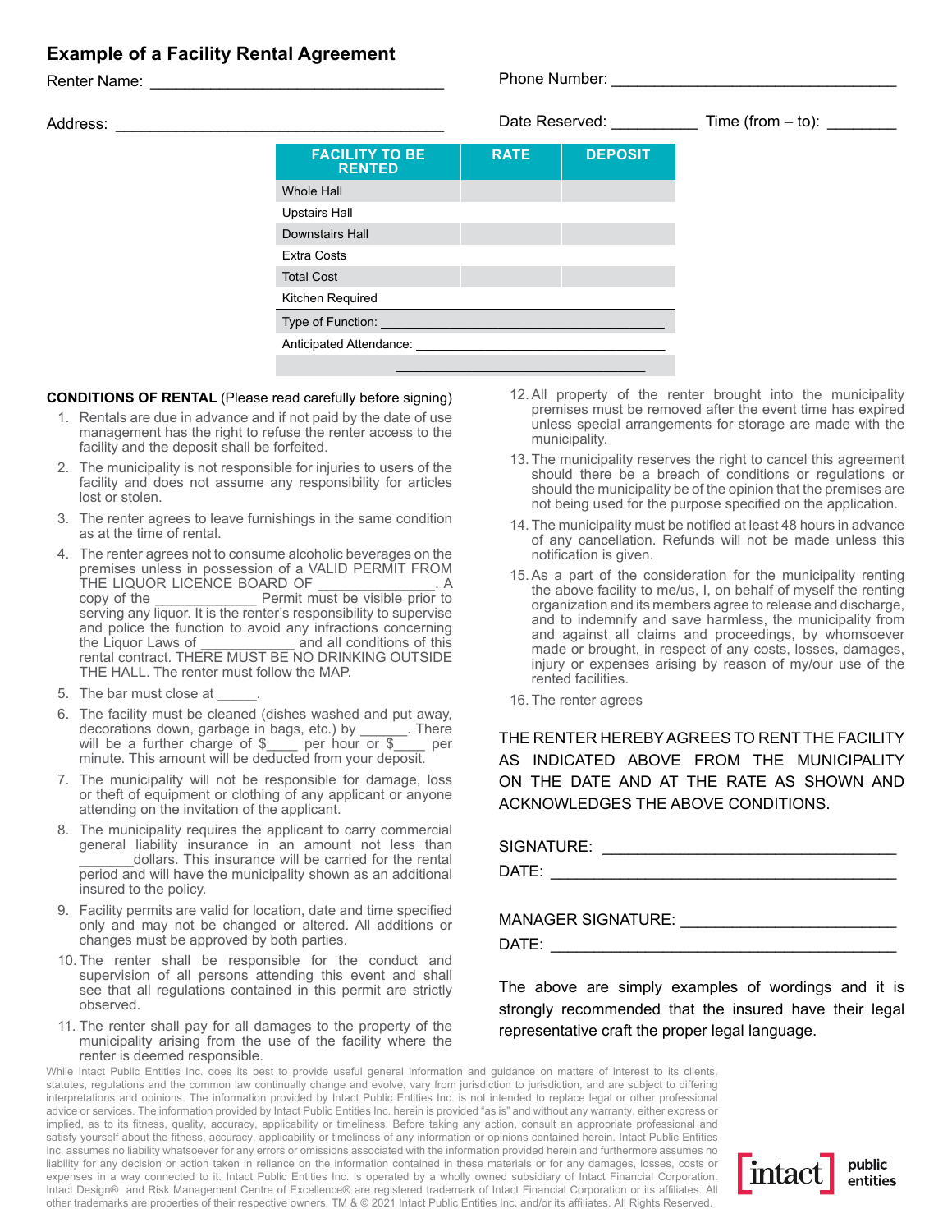## Example of a Facility Rental Agreement

Renter Name: ___________________________________

Phone Number: ___________________________________

Address: ___________________________________

Date Reserved: __________ Time (from – to): ________

| FACILITY TO BE RENTED | RATE | DEPOSIT |
|---|---|---|
| Whole Hall | | |
| Upstairs Hall | | |
| Downstairs Hall | | |
| Extra Costs | | |
| Total Cost | | |
| Kitchen Required | | |
| Type of Function: ___________________________________ | | |
| Anticipated Attendance: ___________________________________ | | |
| ___________________________________ | | |

**CONDITIONS OF RENTAL** (Please read carefully before signing)

1. Rentals are due in advance and if not paid by the date of use management has the right to refuse the renter access to the facility and the deposit shall be forfeited.
2. The municipality is not responsible for injuries to users of the facility and does not assume any responsibility for articles lost or stolen.
3. The renter agrees to leave furnishings in the same condition as at the time of rental.
4. The renter agrees not to consume alcoholic beverages on the premises unless in possession of a VALID PERMIT FROM THE LIQUOR LICENCE BOARD OF ______________. A copy of the ______________ Permit must be visible prior to serving any liquor. It is the renter's responsibility to supervise and police the function to avoid any infractions concerning the Liquor Laws of ____________ and all conditions of this rental contract. THERE MUST BE NO DRINKING OUTSIDE THE HALL. The renter must follow the MAP.
5. The bar must close at _____.
6. The facility must be cleaned (dishes washed and put away, decorations down, garbage in bags, etc.) by ______. There will be a further charge of $____ per hour or $____ per minute. This amount will be deducted from your deposit.
7. The municipality will not be responsible for damage, loss or theft of equipment or clothing of any applicant or anyone attending on the invitation of the applicant.
8. The municipality requires the applicant to carry commercial general liability insurance in an amount not less than _______dollars. This insurance will be carried for the rental period and will have the municipality shown as an additional insured to the policy.
9. Facility permits are valid for location, date and time specified only and may not be changed or altered. All additions or changes must be approved by both parties.
10. The renter shall be responsible for the conduct and supervision of all persons attending this event and shall see that all regulations contained in this permit are strictly observed.
11. The renter shall pay for all damages to the property of the municipality arising from the use of the facility where the renter is deemed responsible.
12. All property of the renter brought into the municipality premises must be removed after the event time has expired unless special arrangements for storage are made with the municipality.
13. The municipality reserves the right to cancel this agreement should there be a breach of conditions or regulations or should the municipality be of the opinion that the premises are not being used for the purpose specified on the application.
14. The municipality must be notified at least 48 hours in advance of any cancellation. Refunds will not be made unless this notification is given.
15. As a part of the consideration for the municipality renting the above facility to me/us, I, on behalf of myself the renting organization and its members agree to release and discharge, and to indemnify and save harmless, the municipality from and against all claims and proceedings, by whomsoever made or brought, in respect of any costs, losses, damages, injury or expenses arising by reason of my/our use of the rented facilities.
16. The renter agrees

THE RENTER HEREBY AGREES TO RENT THE FACILITY AS INDICATED ABOVE FROM THE MUNICIPALITY ON THE DATE AND AT THE RATE AS SHOWN AND ACKNOWLEDGES THE ABOVE CONDITIONS.

SIGNATURE: ___________________________________

DATE: ___________________________________

MANAGER SIGNATURE: ___________________________________

DATE: ___________________________________

The above are simply examples of wordings and it is strongly recommended that the insured have their legal representative craft the proper legal language.

While Intact Public Entities Inc. does its best to provide useful general information and guidance on matters of interest to its clients, statutes, regulations and the common law continually change and evolve, vary from jurisdiction to jurisdiction, and are subject to differing interpretations and opinions. The information provided by Intact Public Entities Inc. is not intended to replace legal or other professional advice or services. The information provided by Intact Public Entities Inc. herein is provided "as is" and without any warranty, either express or implied, as to its fitness, quality, accuracy, applicability or timeliness. Before taking any action, consult an appropriate professional and satisfy yourself about the fitness, accuracy, applicability or timeliness of any information or opinions contained herein. Intact Public Entities Inc. assumes no liability whatsoever for any errors or omissions associated with the information provided herein and furthermore assumes no liability for any decision or action taken in reliance on the information contained in these materials or for any damages, losses, costs or expenses in a way connected to it. Intact Public Entities Inc. is operated by a wholly owned subsidiary of Intact Financial Corporation. Intact Design® and Risk Management Centre of Excellence® are registered trademark of Intact Financial Corporation or its affiliates. All other trademarks are properties of their respective owners. TM & © 2021 Intact Public Entities Inc. and/or its affiliates. All Rights Reserved.

intact public entities